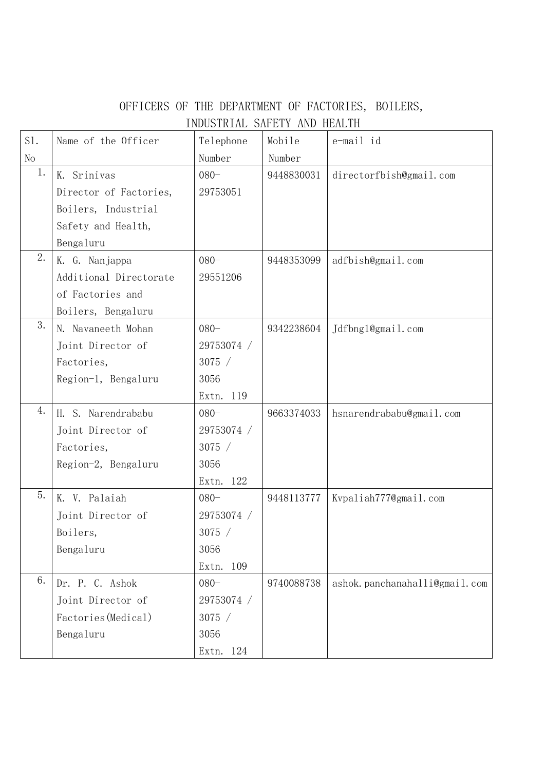# OFFICERS OF THE DEPARTMENT OF FACTORIES, BOILERS, INDUSTRIAL SAFETY AND HEALTH

| Sl. No | Name of the Officer | Telephone Number | Mobile Number | e-mail id |
|---|---|---|---|---|
| 1. | K. Srinivas<br>Director of Factories, Boilers, Industrial Safety and Health, Bengaluru | 080-29753051 | 9448830031 | directorfbish@gmail.com |
| 2. | K. G. Nanjappa<br>Additional Directorate of Factories and Boilers, Bengaluru | 080-29551206 | 9448353099 | adfbish@gmail.com |
| 3. | N. Navaneeth Mohan<br>Joint Director of Factories,<br>Region-1, Bengaluru | 080-29753074 / 3075 / 3056<br>Extn. 119 | 9342238604 | Jdfbng1@gmail.com |
| 4. | H. S. Narendrababu<br>Joint Director of Factories,<br>Region-2, Bengaluru | 080-29753074 / 3075 / 3056<br>Extn. 122 | 9663374033 | hsnarendrababu@gmail.com |
| 5. | K. V. Palaiah<br>Joint Director of Boilers,<br>Bengaluru | 080-29753074 / 3075 / 3056<br>Extn. 109 | 9448113777 | Kvpaliah777@gmail.com |
| 6. | Dr. P. C. Ashok<br>Joint Director of Factories(Medical)<br>Bengaluru | 080-29753074 / 3075 / 3056<br>Extn. 124 | 9740088738 | ashok.panchanahalli@gmail.com |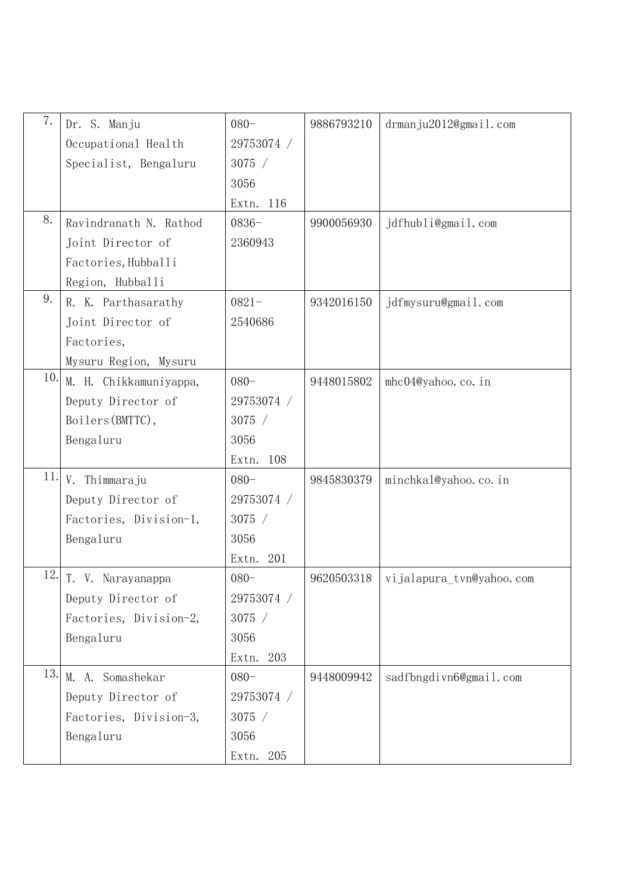| 7. | Dr. S. Manju Occupational Health Specialist, Bengaluru | 080-29753074 / 3075 / 3056 Extn. 116 | 9886793210 | drmanju2012@gmail.com |
|---|---|---|---|---|
| 8. | Ravindranath N. Rathod Joint Director of Factories, Hubballi Region, Hubballi | 0836-2360943 | 9900056930 | jdfhubli@gmail.com |
| 9. | R. K. Parthasarathy Joint Director of Factories, Mysuru Region, Mysuru | 0821-2540686 | 9342016150 | jdfmysuru@gmail.com |
| 10. | M. H. Chikkamuniyappa, Deputy Director of Boilers(BMTTC), Bengaluru | 080-29753074 / 3075 / 3056 Extn. 108 | 9448015802 | mhc04@yahoo.co.in |
| 11. | V. Thimmaraju Deputy Director of Factories, Division-1, Bengaluru | 080-29753074 / 3075 / 3056 Extn. 201 | 9845830379 | minchkal@yahoo.co.in |
| 12. | T. V. Narayanappa Deputy Director of Factories, Division-2, Bengaluru | 080-29753074 / 3075 / 3056 Extn. 203 | 9620503318 | vijalapura_tvn@yahoo.com |
| 13. | M. A. Somashekar Deputy Director of Factories, Division-3, Bengaluru | 080-29753074 / 3075 / 3056 Extn. 205 | 9448009942 | sadfbngdivn6@gmail.com |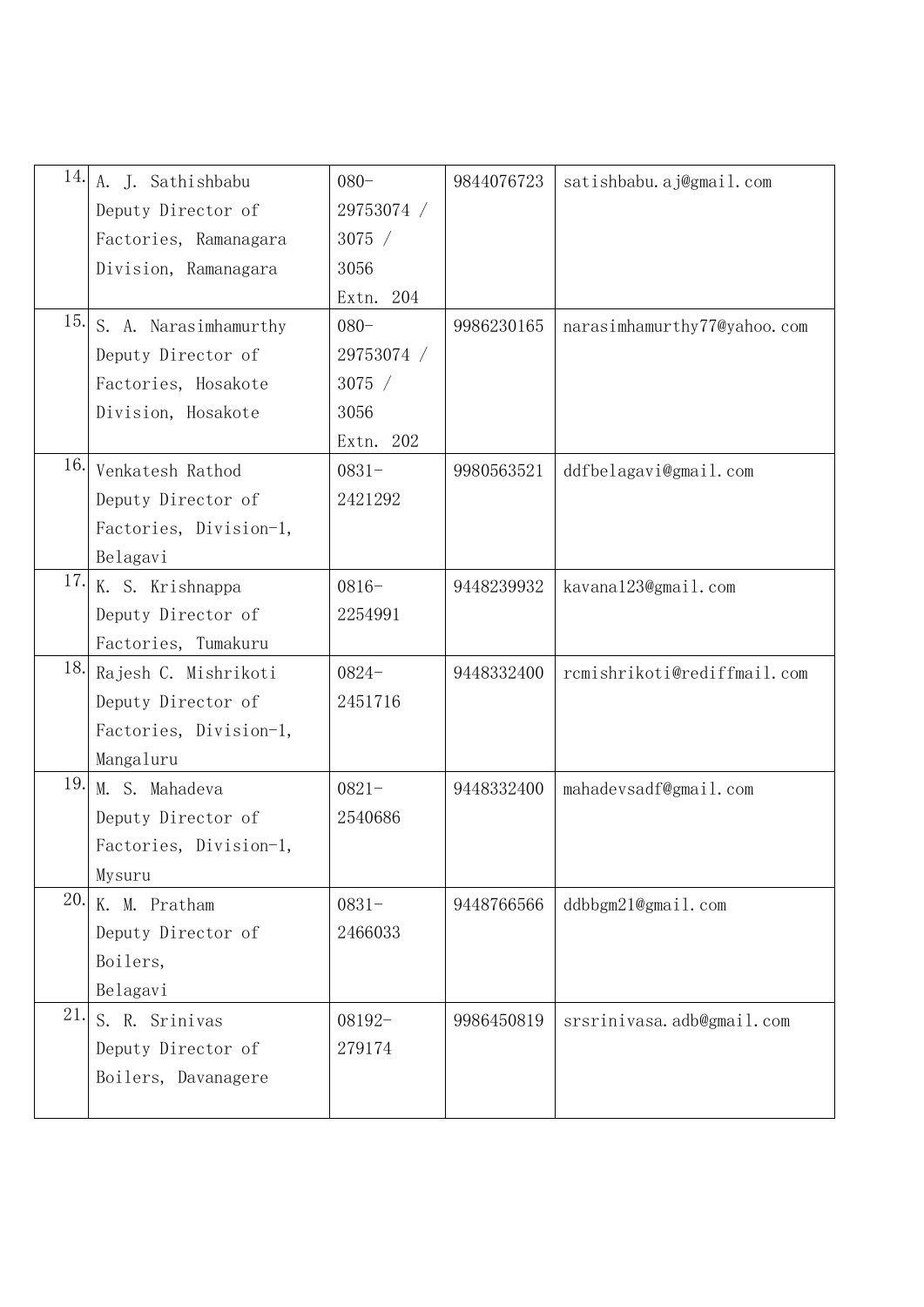| 14. | A. J. Sathishbabu Deputy Director of Factories, Ramanagara Division, Ramanagara | 080-29753074 / 3075 / 3056 Extn. 204 | 9844076723 | satishbabu.aj@gmail.com |
|---|---|---|---|---|
| 15. | S. A. Narasimhamurthy Deputy Director of Factories, Hosakote Division, Hosakote | 080-29753074 / 3075 / 3056 Extn. 202 | 9986230165 | narasimhamurthy77@yahoo.com |
| 16. | Venkatesh Rathod Deputy Director of Factories, Division-1, Belagavi | 0831-2421292 | 9980563521 | ddfbelagavi@gmail.com |
| 17. | K. S. Krishnappa Deputy Director of Factories, Tumakuru | 0816-2254991 | 9448239932 | kavana123@gmail.com |
| 18. | Rajesh C. Mishrikoti Deputy Director of Factories, Division-1, Mangaluru | 0824-2451716 | 9448332400 | rcmishrikoti@rediffmail.com |
| 19. | M. S. Mahadeva Deputy Director of Factories, Division-1, Mysuru | 0821-2540686 | 9448332400 | mahadevsadf@gmail.com |
| 20. | K. M. Pratham Deputy Director of Boilers, Belagavi | 0831-2466033 | 9448766566 | ddbbgm21@gmail.com |
| 21. | S. R. Srinivas Deputy Director of Boilers, Davanagere | 08192-279174 | 9986450819 | srsrinivasa.adb@gmail.com |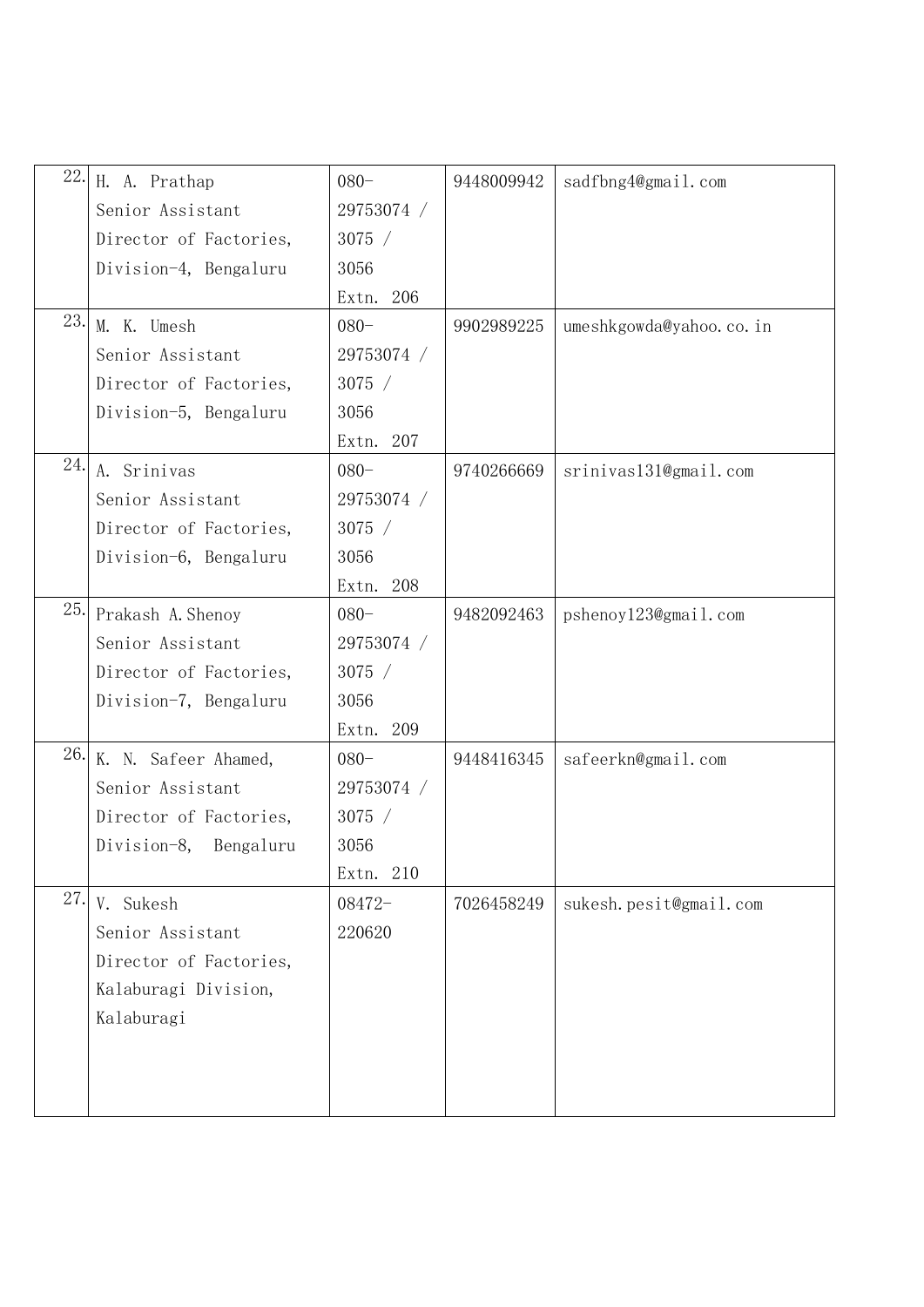| | | | | |
|---|---|---|---|---|
| 22. | H. A. Prathap<br>Senior Assistant<br>Director of Factories,<br>Division-4, Bengaluru | 080-<br>29753074 /<br>3075 /<br>3056<br>Extn. 206 | 9448009942 | sadfbng4@gmail.com |
| 23. | M. K. Umesh<br>Senior Assistant<br>Director of Factories,<br>Division-5, Bengaluru | 080-<br>29753074 /<br>3075 /<br>3056<br>Extn. 207 | 9902989225 | umeshkgowda@yahoo.co.in |
| 24. | A. Srinivas<br>Senior Assistant<br>Director of Factories,<br>Division-6, Bengaluru | 080-<br>29753074 /<br>3075 /<br>3056<br>Extn. 208 | 9740266669 | srinivas131@gmail.com |
| 25. | Prakash A.Shenoy<br>Senior Assistant<br>Director of Factories,<br>Division-7, Bengaluru | 080-<br>29753074 /<br>3075 /<br>3056<br>Extn. 209 | 9482092463 | pshenoy123@gmail.com |
| 26. | K. N. Safeer Ahamed,<br>Senior Assistant<br>Director of Factories,<br>Division-8, Bengaluru | 080-<br>29753074 /<br>3075 /<br>3056<br>Extn. 210 | 9448416345 | safeerkn@gmail.com |
| 27. | V. Sukesh<br>Senior Assistant<br>Director of Factories,<br>Kalaburagi Division,<br>Kalaburagi | 08472-<br>220620 | 7026458249 | sukesh.pesit@gmail.com |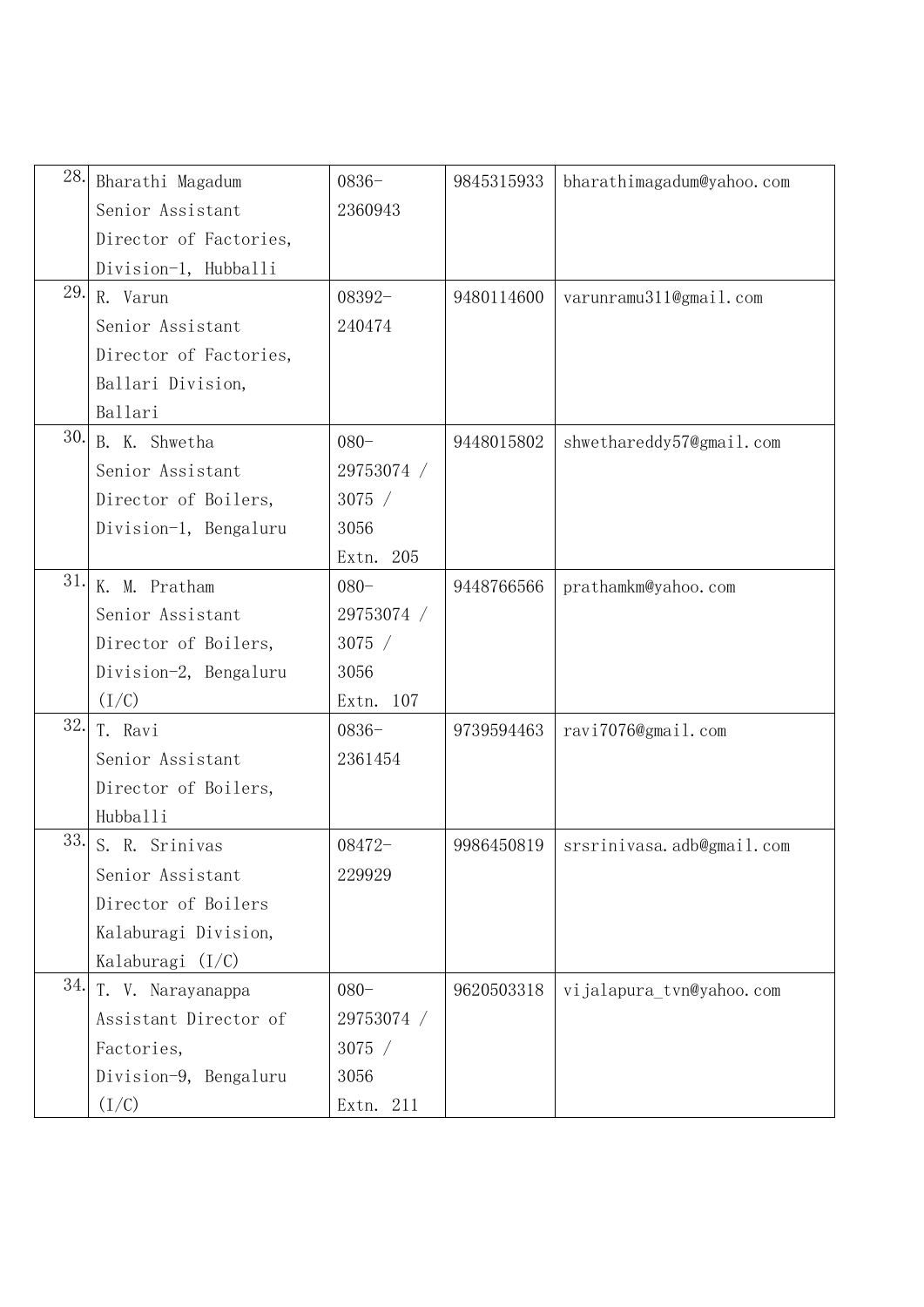| 28. | Bharathi Magadum Senior Assistant Director of Factories, Division-1, Hubballi | 0836-2360943 | 9845315933 | bharathimagadum@yahoo.com |
|---|---|---|---|---|
| 29. | R. Varun Senior Assistant Director of Factories, Ballari Division, Ballari | 08392-240474 | 9480114600 | varunramu311@gmail.com |
| 30. | B. K. Shwetha Senior Assistant Director of Boilers, Division-1, Bengaluru | 080-29753074 / 3075 / 3056 Extn. 205 | 9448015802 | shwethareddy57@gmail.com |
| 31. | K. M. Pratham Senior Assistant Director of Boilers, Division-2, Bengaluru (I/C) | 080-29753074 / 3075 / 3056 Extn. 107 | 9448766566 | prathamkm@yahoo.com |
| 32. | T. Ravi Senior Assistant Director of Boilers, Hubballi | 0836-2361454 | 9739594463 | ravi7076@gmail.com |
| 33. | S. R. Srinivas Senior Assistant Director of Boilers Kalaburagi Division, Kalaburagi (I/C) | 08472-229929 | 9986450819 | srsrinivasa.adb@gmail.com |
| 34. | T. V. Narayanappa Assistant Director of Factories, Division-9, Bengaluru (I/C) | 080-29753074 / 3075 / 3056 Extn. 211 | 9620503318 | vijalapura_tvn@yahoo.com |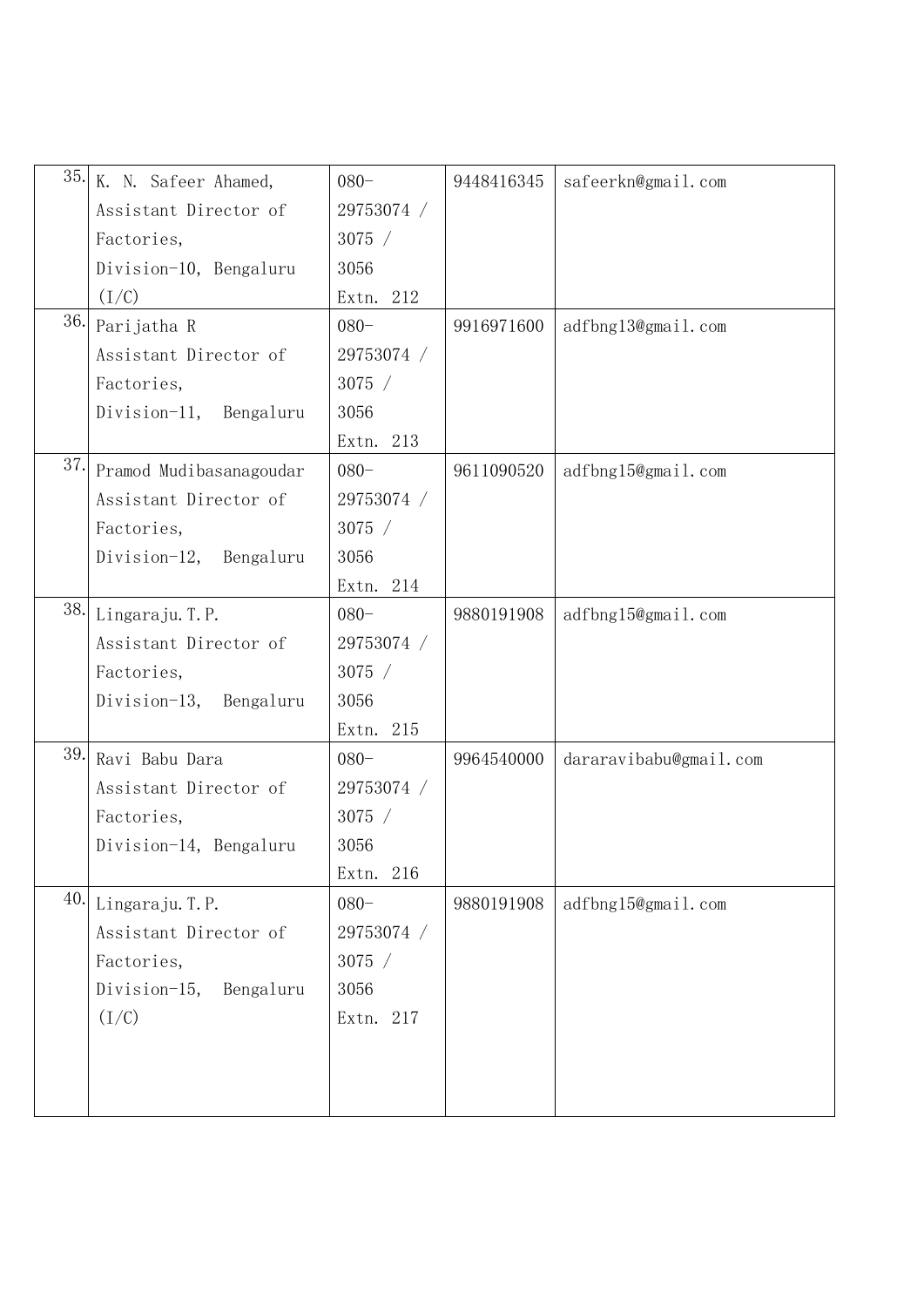| 35. | K. N. Safeer Ahamed, Assistant Director of Factories, Division-10, Bengaluru (I/C) | 080-29753074 / 3075 / 3056 Extn. 212 | 9448416345 | safeerkn@gmail.com |
|---|---|---|---|---|
| 36. | Parijatha R Assistant Director of Factories, Division-11, Bengaluru | 080-29753074 / 3075 / 3056 Extn. 213 | 9916971600 | adfbng13@gmail.com |
| 37. | Pramod Mudibasanagoudar Assistant Director of Factories, Division-12, Bengaluru | 080-29753074 / 3075 / 3056 Extn. 214 | 9611090520 | adfbng15@gmail.com |
| 38. | Lingaraju.T.P. Assistant Director of Factories, Division-13, Bengaluru | 080-29753074 / 3075 / 3056 Extn. 215 | 9880191908 | adfbng15@gmail.com |
| 39. | Ravi Babu Dara Assistant Director of Factories, Division-14, Bengaluru | 080-29753074 / 3075 / 3056 Extn. 216 | 9964540000 | dararavibabu@gmail.com |
| 40. | Lingaraju.T.P. Assistant Director of Factories, Division-15, Bengaluru (I/C) | 080-29753074 / 3075 / 3056 Extn. 217 | 9880191908 | adfbng15@gmail.com |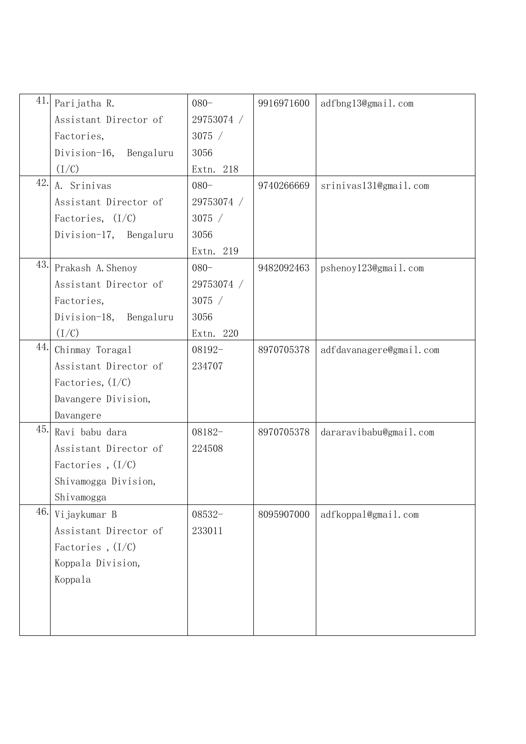| | | | | |
|---|---|---|---|---|
| 41. | Parijatha R. Assistant Director of Factories, Division-16, Bengaluru (I/C) | 080-29753074 / 3075 / 3056 Extn. 218 | 9916971600 | adfbng13@gmail.com |
| 42. | A. Srinivas Assistant Director of Factories, (I/C) Division-17, Bengaluru | 080-29753074 / 3075 / 3056 Extn. 219 | 9740266669 | srinivas131@gmail.com |
| 43. | Prakash A.Shenoy Assistant Director of Factories, Division-18, Bengaluru (I/C) | 080-29753074 / 3075 / 3056 Extn. 220 | 9482092463 | pshenoy123@gmail.com |
| 44. | Chinmay Toragal Assistant Director of Factories,(I/C) Davangere Division, Davangere | 08192-234707 | 8970705378 | adfdavanagere@gmail.com |
| 45. | Ravi babu dara Assistant Director of Factories ,(I/C) Shivamogga Division, Shivamogga | 08182-224508 | 8970705378 | dararavibabu@gmail.com |
| 46. | Vijaykumar B Assistant Director of Factories ,(I/C) Koppala Division, Koppala | 08532-233011 | 8095907000 | adfkoppal@gmail.com |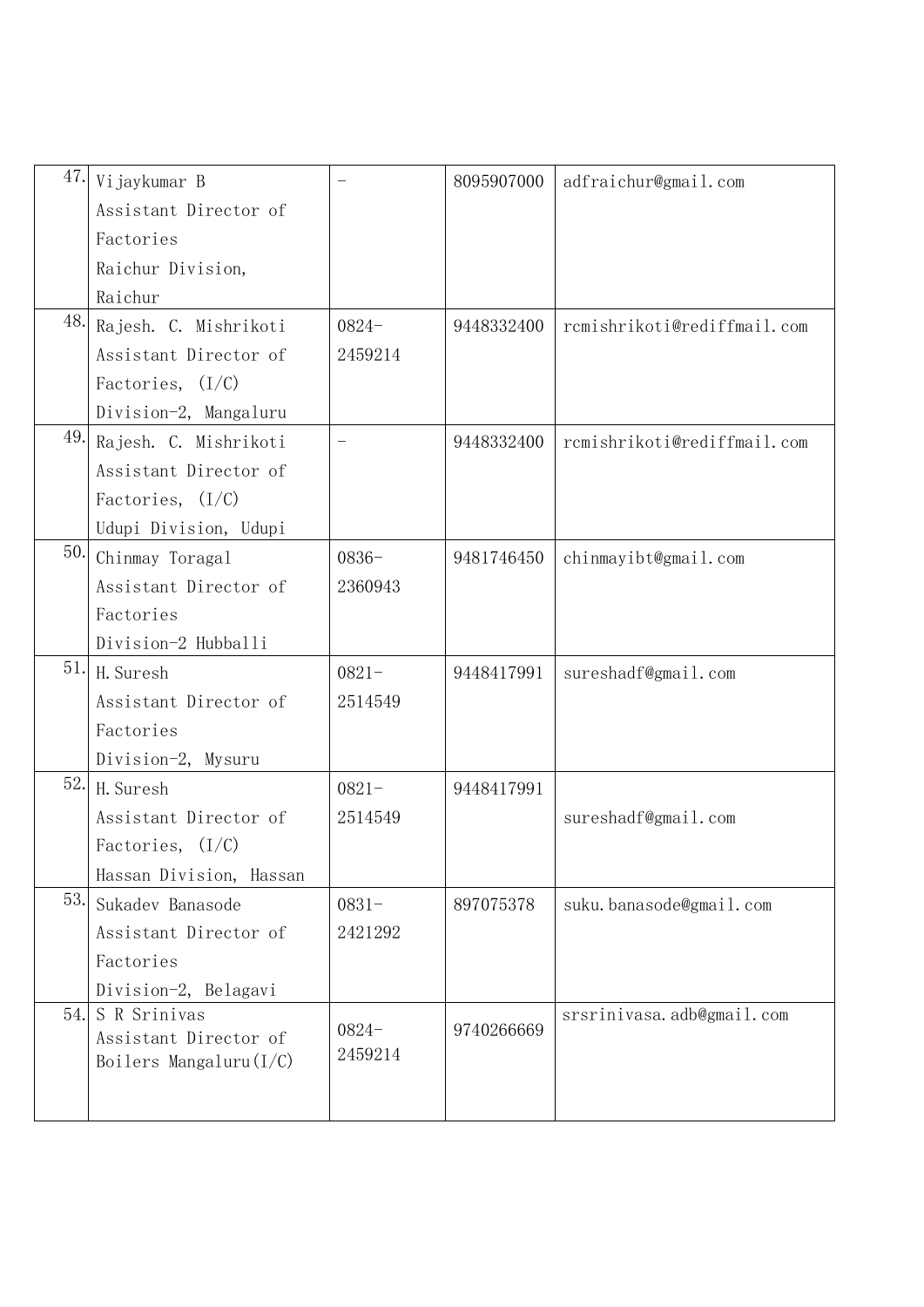| 47. | Vijaykumar B<br>Assistant Director of Factories<br>Raichur Division,<br>Raichur | - | 8095907000 | adfraichur@gmail.com |
|---|---|---|---|---|
| 48. | Rajesh. C. Mishrikoti<br>Assistant Director of Factories, (I/C)<br>Division-2, Mangaluru | 0824-2459214 | 9448332400 | rcmishrikoti@rediffmail.com |
| 49. | Rajesh. C. Mishrikoti<br>Assistant Director of Factories, (I/C)<br>Udupi Division, Udupi | - | 9448332400 | rcmishrikoti@rediffmail.com |
| 50. | Chinmay Toragal<br>Assistant Director of Factories<br>Division-2 Hubballi | 0836-2360943 | 9481746450 | chinmayibt@gmail.com |
| 51. | H.Suresh<br>Assistant Director of Factories<br>Division-2, Mysuru | 0821-2514549 | 9448417991 | sureshadf@gmail.com |
| 52. | H.Suresh<br>Assistant Director of Factories, (I/C)<br>Hassan Division, Hassan | 0821-2514549 | 9448417991 | sureshadf@gmail.com |
| 53. | Sukadev Banasode<br>Assistant Director of Factories<br>Division-2, Belagavi | 0831-2421292 | 897075378 | suku.banasode@gmail.com |
| 54. | S R Srinivas<br>Assistant Director of Boilers Mangaluru(I/C) | 0824-2459214 | 9740266669 | srsrinivasa.adb@gmail.com |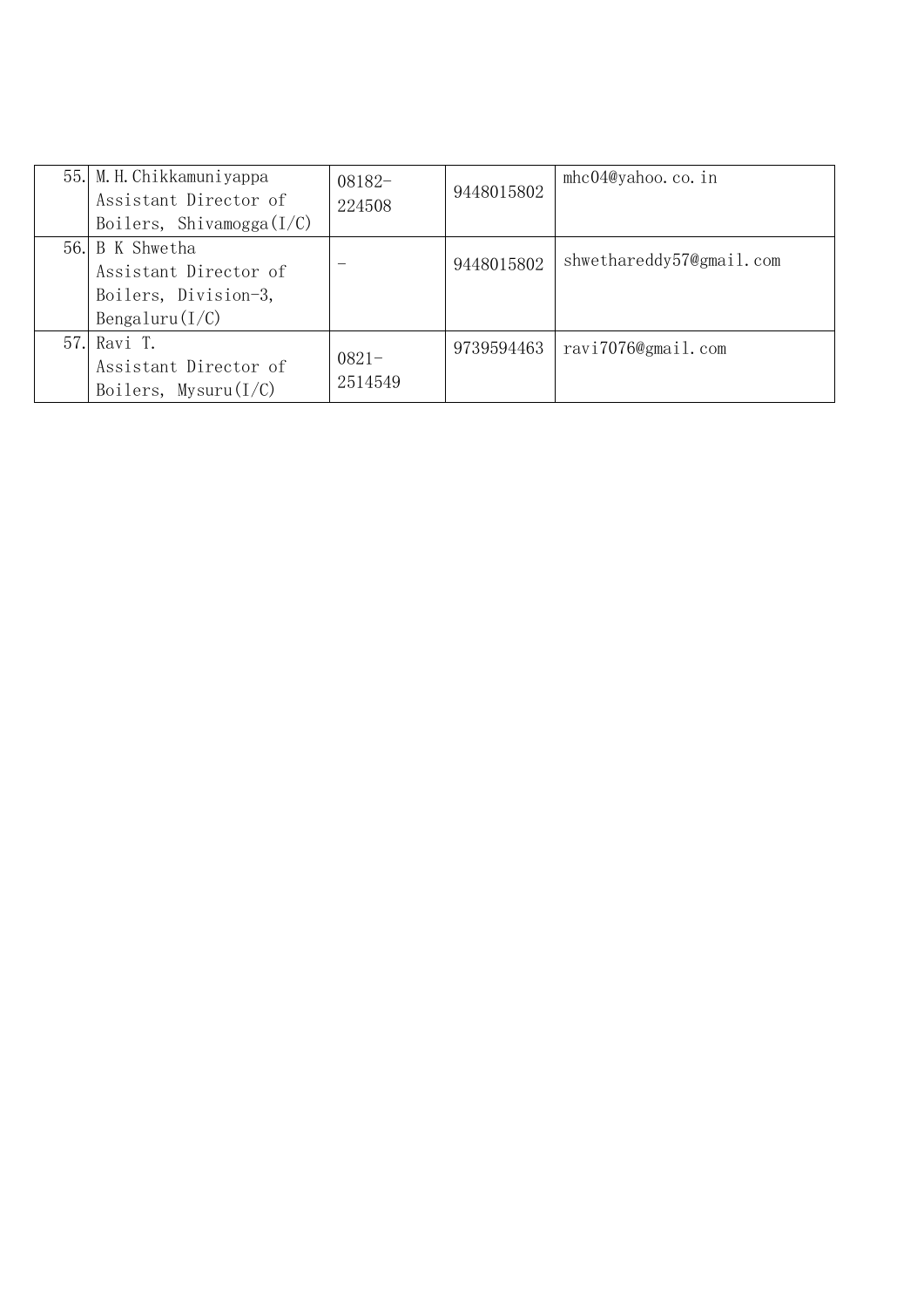| | | | | |
|---|---|---|---|---|
| 55. | M.H.Chikkamuniyappa Assistant Director of Boilers, Shivamogga(I/C) | 08182-224508 | 9448015802 | mhc04@yahoo.co.in |
| 56. | B K Shwetha Assistant Director of Boilers, Division-3, Bengaluru(I/C) | - | 9448015802 | shwethareddy57@gmail.com |
| 57. | Ravi T. Assistant Director of Boilers, Mysuru(I/C) | 0821-2514549 | 9739594463 | ravi7076@gmail.com |